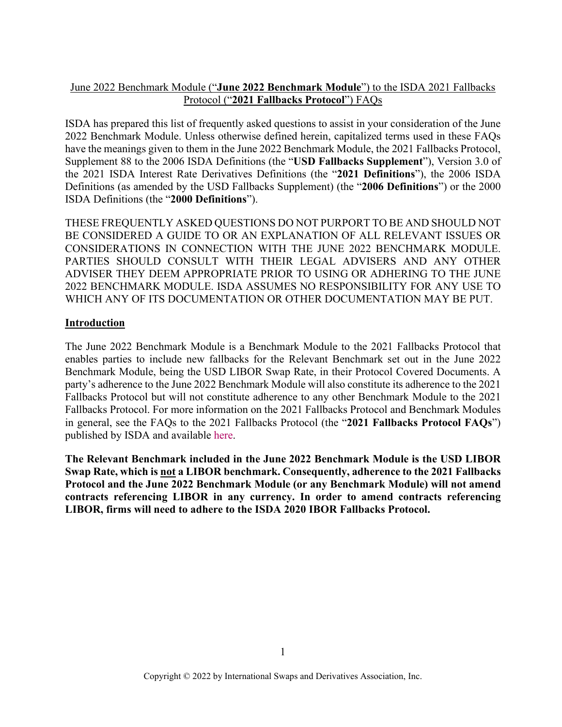# June 2022 Benchmark Module ("**June 2022 Benchmark Module**") to the ISDA 2021 Fallbacks Protocol ("**2021 Fallbacks Protocol**") FAQs

ISDA has prepared this list of frequently asked questions to assist in your consideration of the June 2022 Benchmark Module. Unless otherwise defined herein, capitalized terms used in these FAQs have the meanings given to them in the June 2022 Benchmark Module, the 2021 Fallbacks Protocol, Supplement 88 to the 2006 ISDA Definitions (the "**USD Fallbacks Supplement**"), Version 3.0 of the 2021 ISDA Interest Rate Derivatives Definitions (the "**2021 Definitions**"), the 2006 ISDA Definitions (as amended by the USD Fallbacks Supplement) (the "**2006 Definitions**") or the 2000 ISDA Definitions (the "**2000 Definitions**").

THESE FREQUENTLY ASKED QUESTIONS DO NOT PURPORT TO BE AND SHOULD NOT BE CONSIDERED A GUIDE TO OR AN EXPLANATION OF ALL RELEVANT ISSUES OR CONSIDERATIONS IN CONNECTION WITH THE JUNE 2022 BENCHMARK MODULE. PARTIES SHOULD CONSULT WITH THEIR LEGAL ADVISERS AND ANY OTHER ADVISER THEY DEEM APPROPRIATE PRIOR TO USING OR ADHERING TO THE JUNE 2022 BENCHMARK MODULE. ISDA ASSUMES NO RESPONSIBILITY FOR ANY USE TO WHICH ANY OF ITS DOCUMENTATION OR OTHER DOCUMENTATION MAY BE PUT.

## Introduction

The June 2022 Benchmark Module is a Benchmark Module to the 2021 Fallbacks Protocol that enables parties to include new fallbacks for the Relevant Benchmark set out in the June 2022 Benchmark Module, being the USD LIBOR Swap Rate, in their Protocol Covered Documents. A party's adherence to the June 2022 Benchmark Module will also constitute its adherence to the 2021 Fallbacks Protocol but will not constitute adherence to any other Benchmark Module to the 2021 Fallbacks Protocol. For more information on the 2021 Fallbacks Protocol and Benchmark Modules in general, see the FAQs to the 2021 Fallbacks Protocol (the "**2021 Fallbacks Protocol FAQs**") published by ISDA and available here.

**The Relevant Benchmark included in the June 2022 Benchmark Module is the USD LIBOR Swap Rate, which is not a LIBOR benchmark. Consequently, adherence to the 2021 Fallbacks Protocol and the June 2022 Benchmark Module (or any Benchmark Module) will not amend contracts referencing LIBOR in any currency. In order to amend contracts referencing LIBOR, firms will need to adhere to the ISDA 2020 IBOR Fallbacks Protocol.**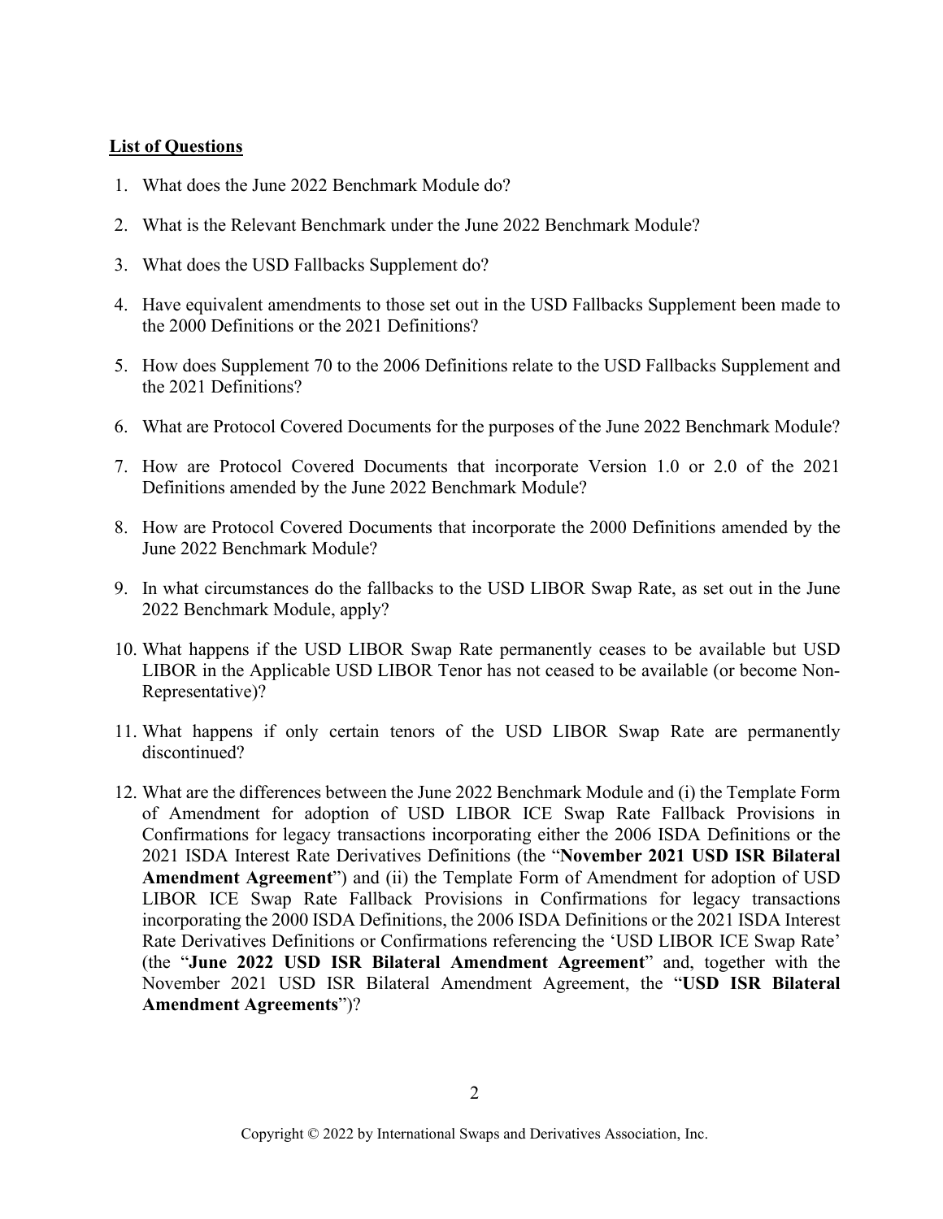**List of Questions**

1. What does the June 2022 Benchmark Module do?
2. What is the Relevant Benchmark under the June 2022 Benchmark Module?
3. What does the USD Fallbacks Supplement do?
4. Have equivalent amendments to those set out in the USD Fallbacks Supplement been made to the 2000 Definitions or the 2021 Definitions?
5. How does Supplement 70 to the 2006 Definitions relate to the USD Fallbacks Supplement and the 2021 Definitions?
6. What are Protocol Covered Documents for the purposes of the June 2022 Benchmark Module?
7. How are Protocol Covered Documents that incorporate Version 1.0 or 2.0 of the 2021 Definitions amended by the June 2022 Benchmark Module?
8. How are Protocol Covered Documents that incorporate the 2000 Definitions amended by the June 2022 Benchmark Module?
9. In what circumstances do the fallbacks to the USD LIBOR Swap Rate, as set out in the June 2022 Benchmark Module, apply?
10. What happens if the USD LIBOR Swap Rate permanently ceases to be available but USD LIBOR in the Applicable USD LIBOR Tenor has not ceased to be available (or become Non-Representative)?
11. What happens if only certain tenors of the USD LIBOR Swap Rate are permanently discontinued?
12. What are the differences between the June 2022 Benchmark Module and (i) the Template Form of Amendment for adoption of USD LIBOR ICE Swap Rate Fallback Provisions in Confirmations for legacy transactions incorporating either the 2006 ISDA Definitions or the 2021 ISDA Interest Rate Derivatives Definitions (the "**November 2021 USD ISR Bilateral Amendment Agreement**") and (ii) the Template Form of Amendment for adoption of USD LIBOR ICE Swap Rate Fallback Provisions in Confirmations for legacy transactions incorporating the 2000 ISDA Definitions, the 2006 ISDA Definitions or the 2021 ISDA Interest Rate Derivatives Definitions or Confirmations referencing the 'USD LIBOR ICE Swap Rate' (the "**June 2022 USD ISR Bilateral Amendment Agreement**" and, together with the November 2021 USD ISR Bilateral Amendment Agreement, the "**USD ISR Bilateral Amendment Agreements**")?

Copyright © 2022 by International Swaps and Derivatives Association, Inc.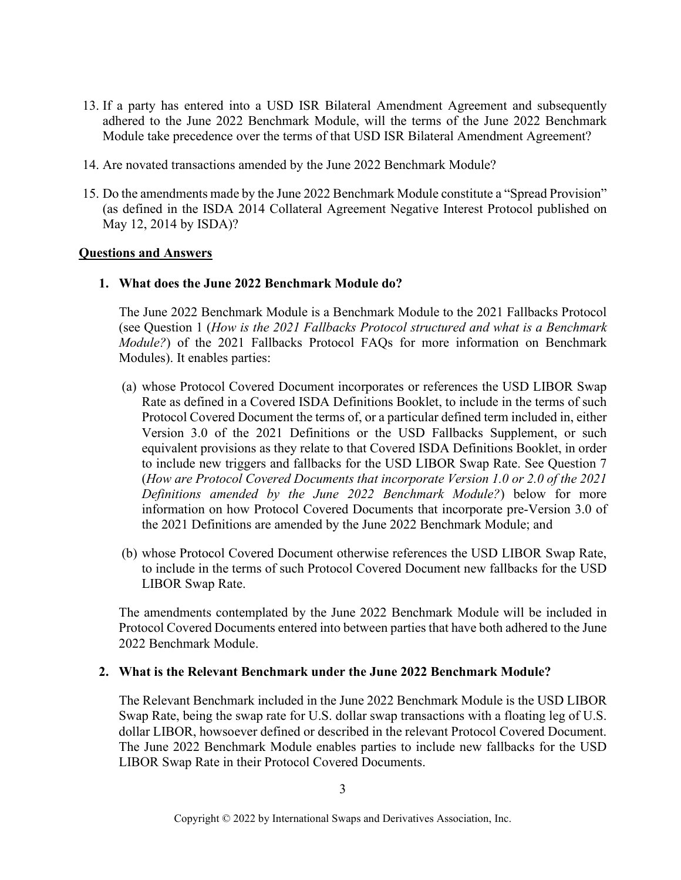13. If a party has entered into a USD ISR Bilateral Amendment Agreement and subsequently adhered to the June 2022 Benchmark Module, will the terms of the June 2022 Benchmark Module take precedence over the terms of that USD ISR Bilateral Amendment Agreement?

14. Are novated transactions amended by the June 2022 Benchmark Module?

15. Do the amendments made by the June 2022 Benchmark Module constitute a "Spread Provision" (as defined in the ISDA 2014 Collateral Agreement Negative Interest Protocol published on May 12, 2014 by ISDA)?

**Questions and Answers**

**1. What does the June 2022 Benchmark Module do?**

The June 2022 Benchmark Module is a Benchmark Module to the 2021 Fallbacks Protocol (see Question 1 (*How is the 2021 Fallbacks Protocol structured and what is a Benchmark Module?*) of the 2021 Fallbacks Protocol FAQs for more information on Benchmark Modules). It enables parties:

(a) whose Protocol Covered Document incorporates or references the USD LIBOR Swap Rate as defined in a Covered ISDA Definitions Booklet, to include in the terms of such Protocol Covered Document the terms of, or a particular defined term included in, either Version 3.0 of the 2021 Definitions or the USD Fallbacks Supplement, or such equivalent provisions as they relate to that Covered ISDA Definitions Booklet, in order to include new triggers and fallbacks for the USD LIBOR Swap Rate. See Question 7 (*How are Protocol Covered Documents that incorporate Version 1.0 or 2.0 of the 2021 Definitions amended by the June 2022 Benchmark Module?*) below for more information on how Protocol Covered Documents that incorporate pre-Version 3.0 of the 2021 Definitions are amended by the June 2022 Benchmark Module; and

(b) whose Protocol Covered Document otherwise references the USD LIBOR Swap Rate, to include in the terms of such Protocol Covered Document new fallbacks for the USD LIBOR Swap Rate.

The amendments contemplated by the June 2022 Benchmark Module will be included in Protocol Covered Documents entered into between parties that have both adhered to the June 2022 Benchmark Module.

**2. What is the Relevant Benchmark under the June 2022 Benchmark Module?**

The Relevant Benchmark included in the June 2022 Benchmark Module is the USD LIBOR Swap Rate, being the swap rate for U.S. dollar swap transactions with a floating leg of U.S. dollar LIBOR, howsoever defined or described in the relevant Protocol Covered Document. The June 2022 Benchmark Module enables parties to include new fallbacks for the USD LIBOR Swap Rate in their Protocol Covered Documents.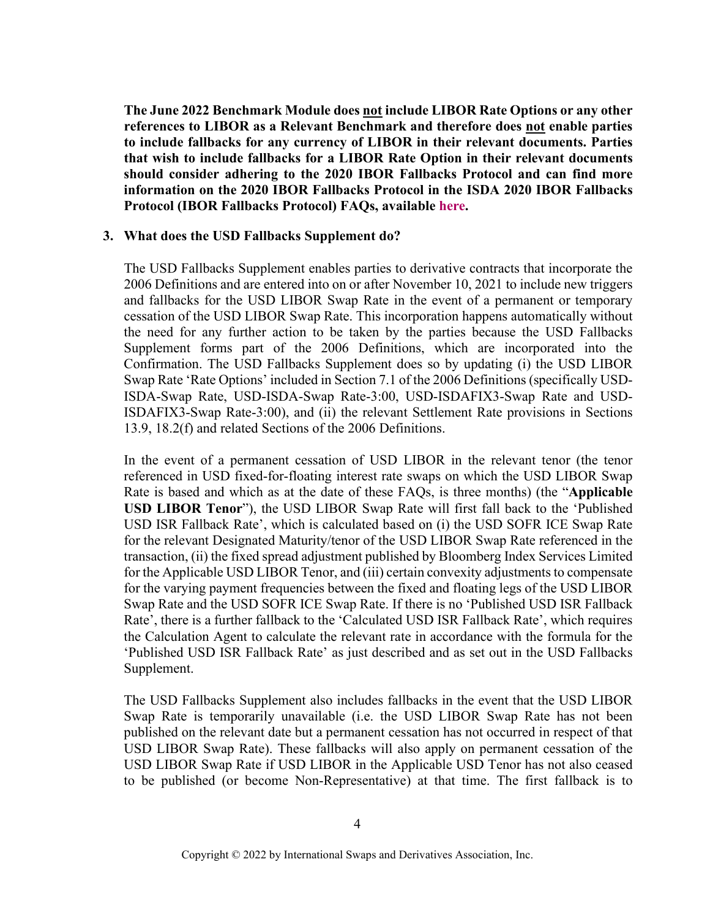**The June 2022 Benchmark Module does <u>not</u> include LIBOR Rate Options or any other references to LIBOR as a Relevant Benchmark and therefore does <u>not</u> enable parties to include fallbacks for any currency of LIBOR in their relevant documents. Parties that wish to include fallbacks for a LIBOR Rate Option in their relevant documents should consider adhering to the 2020 IBOR Fallbacks Protocol and can find more information on the 2020 IBOR Fallbacks Protocol in the ISDA 2020 IBOR Fallbacks Protocol (IBOR Fallbacks Protocol) FAQs, available here.**

**3. What does the USD Fallbacks Supplement do?**

The USD Fallbacks Supplement enables parties to derivative contracts that incorporate the 2006 Definitions and are entered into on or after November 10, 2021 to include new triggers and fallbacks for the USD LIBOR Swap Rate in the event of a permanent or temporary cessation of the USD LIBOR Swap Rate. This incorporation happens automatically without the need for any further action to be taken by the parties because the USD Fallbacks Supplement forms part of the 2006 Definitions, which are incorporated into the Confirmation. The USD Fallbacks Supplement does so by updating (i) the USD LIBOR Swap Rate 'Rate Options' included in Section 7.1 of the 2006 Definitions (specifically USD-ISDA-Swap Rate, USD-ISDA-Swap Rate-3:00, USD-ISDAFIX3-Swap Rate and USD-ISDAFIX3-Swap Rate-3:00), and (ii) the relevant Settlement Rate provisions in Sections 13.9, 18.2(f) and related Sections of the 2006 Definitions.

In the event of a permanent cessation of USD LIBOR in the relevant tenor (the tenor referenced in USD fixed-for-floating interest rate swaps on which the USD LIBOR Swap Rate is based and which as at the date of these FAQs, is three months) (the "**Applicable USD LIBOR Tenor**"), the USD LIBOR Swap Rate will first fall back to the 'Published USD ISR Fallback Rate', which is calculated based on (i) the USD SOFR ICE Swap Rate for the relevant Designated Maturity/tenor of the USD LIBOR Swap Rate referenced in the transaction, (ii) the fixed spread adjustment published by Bloomberg Index Services Limited for the Applicable USD LIBOR Tenor, and (iii) certain convexity adjustments to compensate for the varying payment frequencies between the fixed and floating legs of the USD LIBOR Swap Rate and the USD SOFR ICE Swap Rate. If there is no 'Published USD ISR Fallback Rate', there is a further fallback to the 'Calculated USD ISR Fallback Rate', which requires the Calculation Agent to calculate the relevant rate in accordance with the formula for the 'Published USD ISR Fallback Rate' as just described and as set out in the USD Fallbacks Supplement.

The USD Fallbacks Supplement also includes fallbacks in the event that the USD LIBOR Swap Rate is temporarily unavailable (i.e. the USD LIBOR Swap Rate has not been published on the relevant date but a permanent cessation has not occurred in respect of that USD LIBOR Swap Rate). These fallbacks will also apply on permanent cessation of the USD LIBOR Swap Rate if USD LIBOR in the Applicable USD Tenor has not also ceased to be published (or become Non-Representative) at that time. The first fallback is to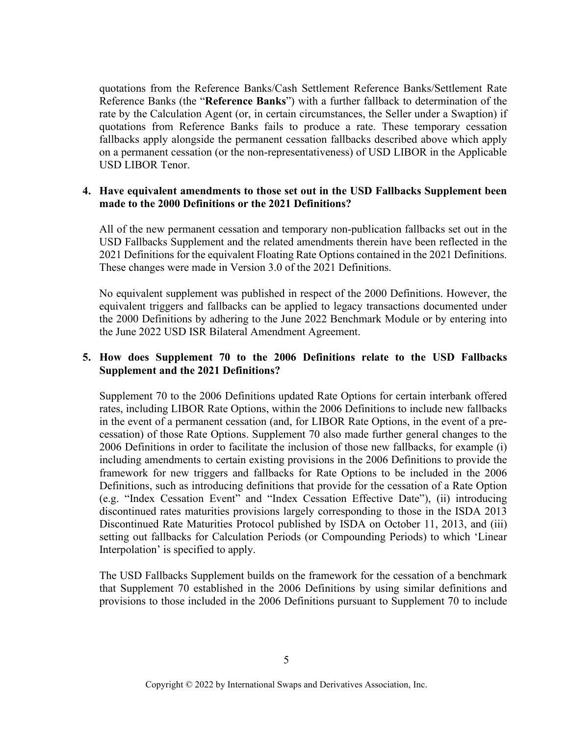quotations from the Reference Banks/Cash Settlement Reference Banks/Settlement Rate Reference Banks (the "**Reference Banks**") with a further fallback to determination of the rate by the Calculation Agent (or, in certain circumstances, the Seller under a Swaption) if quotations from Reference Banks fails to produce a rate. These temporary cessation fallbacks apply alongside the permanent cessation fallbacks described above which apply on a permanent cessation (or the non-representativeness) of USD LIBOR in the Applicable USD LIBOR Tenor.

**4. Have equivalent amendments to those set out in the USD Fallbacks Supplement been made to the 2000 Definitions or the 2021 Definitions?**

All of the new permanent cessation and temporary non-publication fallbacks set out in the USD Fallbacks Supplement and the related amendments therein have been reflected in the 2021 Definitions for the equivalent Floating Rate Options contained in the 2021 Definitions. These changes were made in Version 3.0 of the 2021 Definitions.

No equivalent supplement was published in respect of the 2000 Definitions. However, the equivalent triggers and fallbacks can be applied to legacy transactions documented under the 2000 Definitions by adhering to the June 2022 Benchmark Module or by entering into the June 2022 USD ISR Bilateral Amendment Agreement.

**5. How does Supplement 70 to the 2006 Definitions relate to the USD Fallbacks Supplement and the 2021 Definitions?**

Supplement 70 to the 2006 Definitions updated Rate Options for certain interbank offered rates, including LIBOR Rate Options, within the 2006 Definitions to include new fallbacks in the event of a permanent cessation (and, for LIBOR Rate Options, in the event of a pre-cessation) of those Rate Options. Supplement 70 also made further general changes to the 2006 Definitions in order to facilitate the inclusion of those new fallbacks, for example (i) including amendments to certain existing provisions in the 2006 Definitions to provide the framework for new triggers and fallbacks for Rate Options to be included in the 2006 Definitions, such as introducing definitions that provide for the cessation of a Rate Option (e.g. "Index Cessation Event" and "Index Cessation Effective Date"), (ii) introducing discontinued rates maturities provisions largely corresponding to those in the ISDA 2013 Discontinued Rate Maturities Protocol published by ISDA on October 11, 2013, and (iii) setting out fallbacks for Calculation Periods (or Compounding Periods) to which 'Linear Interpolation' is specified to apply.

The USD Fallbacks Supplement builds on the framework for the cessation of a benchmark that Supplement 70 established in the 2006 Definitions by using similar definitions and provisions to those included in the 2006 Definitions pursuant to Supplement 70 to include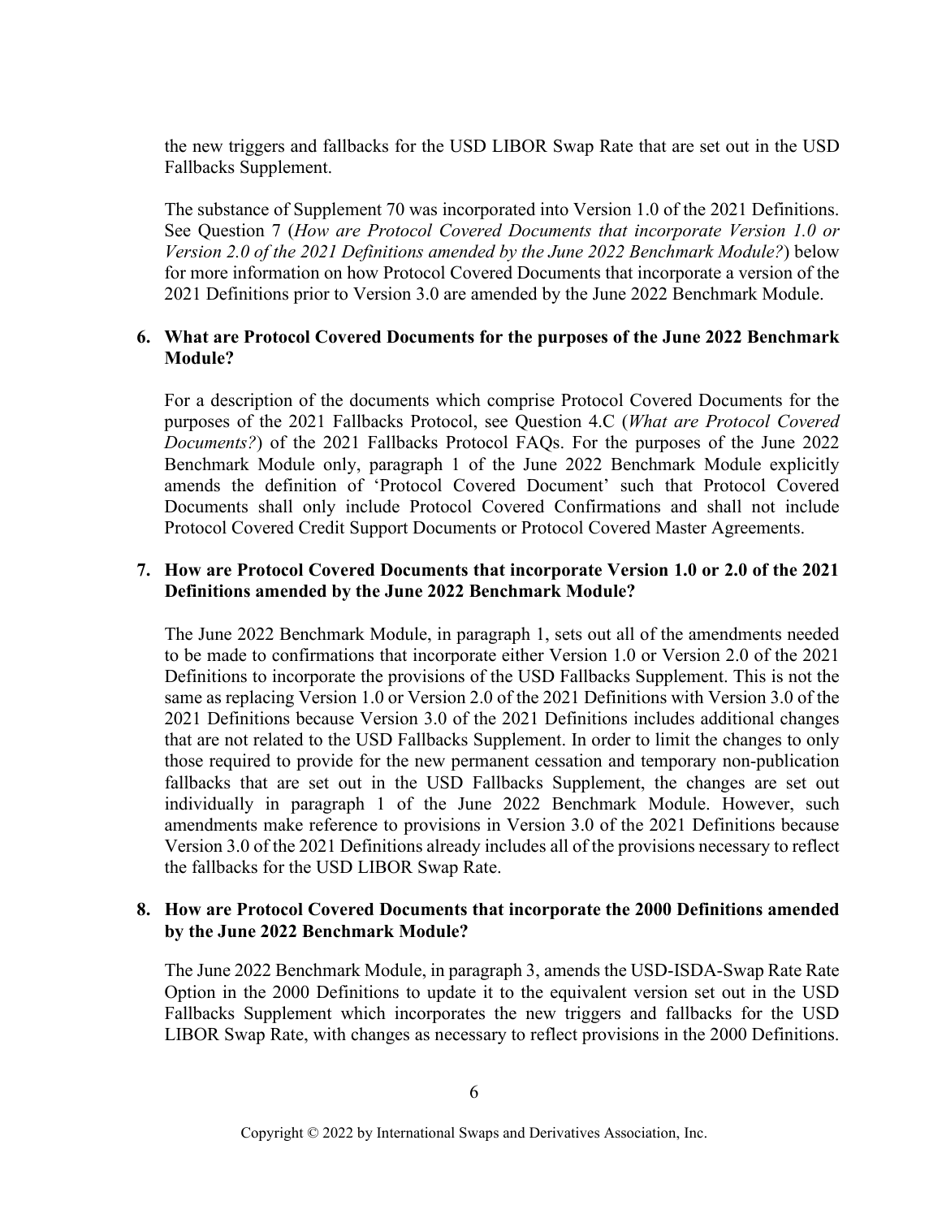the new triggers and fallbacks for the USD LIBOR Swap Rate that are set out in the USD Fallbacks Supplement.

The substance of Supplement 70 was incorporated into Version 1.0 of the 2021 Definitions. See Question 7 (*How are Protocol Covered Documents that incorporate Version 1.0 or Version 2.0 of the 2021 Definitions amended by the June 2022 Benchmark Module?*) below for more information on how Protocol Covered Documents that incorporate a version of the 2021 Definitions prior to Version 3.0 are amended by the June 2022 Benchmark Module.

**6. What are Protocol Covered Documents for the purposes of the June 2022 Benchmark Module?**

For a description of the documents which comprise Protocol Covered Documents for the purposes of the 2021 Fallbacks Protocol, see Question 4.C (*What are Protocol Covered Documents?*) of the 2021 Fallbacks Protocol FAQs. For the purposes of the June 2022 Benchmark Module only, paragraph 1 of the June 2022 Benchmark Module explicitly amends the definition of 'Protocol Covered Document' such that Protocol Covered Documents shall only include Protocol Covered Confirmations and shall not include Protocol Covered Credit Support Documents or Protocol Covered Master Agreements.

**7. How are Protocol Covered Documents that incorporate Version 1.0 or 2.0 of the 2021 Definitions amended by the June 2022 Benchmark Module?**

The June 2022 Benchmark Module, in paragraph 1, sets out all of the amendments needed to be made to confirmations that incorporate either Version 1.0 or Version 2.0 of the 2021 Definitions to incorporate the provisions of the USD Fallbacks Supplement. This is not the same as replacing Version 1.0 or Version 2.0 of the 2021 Definitions with Version 3.0 of the 2021 Definitions because Version 3.0 of the 2021 Definitions includes additional changes that are not related to the USD Fallbacks Supplement. In order to limit the changes to only those required to provide for the new permanent cessation and temporary non-publication fallbacks that are set out in the USD Fallbacks Supplement, the changes are set out individually in paragraph 1 of the June 2022 Benchmark Module. However, such amendments make reference to provisions in Version 3.0 of the 2021 Definitions because Version 3.0 of the 2021 Definitions already includes all of the provisions necessary to reflect the fallbacks for the USD LIBOR Swap Rate.

**8. How are Protocol Covered Documents that incorporate the 2000 Definitions amended by the June 2022 Benchmark Module?**

The June 2022 Benchmark Module, in paragraph 3, amends the USD-ISDA-Swap Rate Rate Option in the 2000 Definitions to update it to the equivalent version set out in the USD Fallbacks Supplement which incorporates the new triggers and fallbacks for the USD LIBOR Swap Rate, with changes as necessary to reflect provisions in the 2000 Definitions.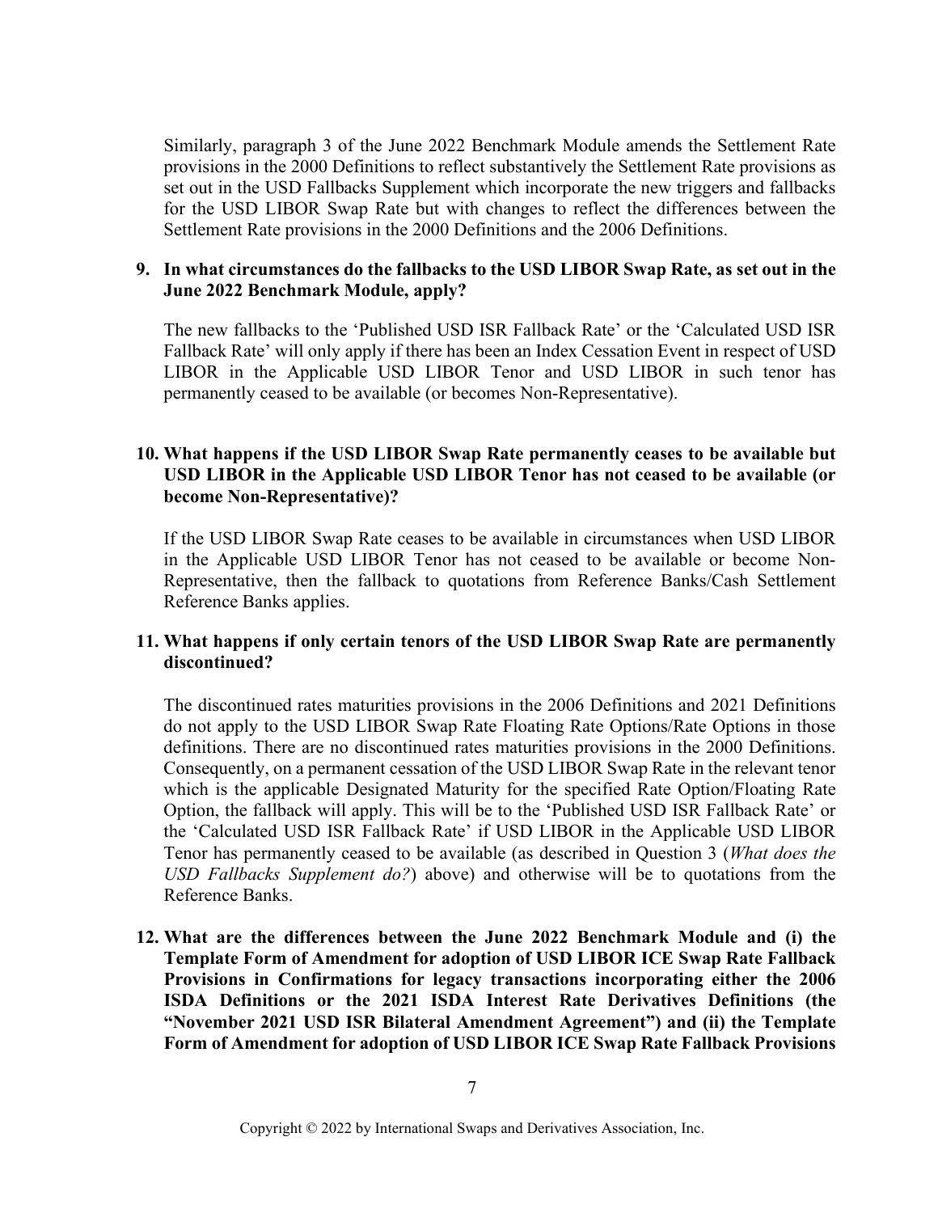Similarly, paragraph 3 of the June 2022 Benchmark Module amends the Settlement Rate provisions in the 2000 Definitions to reflect substantively the Settlement Rate provisions as set out in the USD Fallbacks Supplement which incorporate the new triggers and fallbacks for the USD LIBOR Swap Rate but with changes to reflect the differences between the Settlement Rate provisions in the 2000 Definitions and the 2006 Definitions.

**9. In what circumstances do the fallbacks to the USD LIBOR Swap Rate, as set out in the June 2022 Benchmark Module, apply?**

The new fallbacks to the 'Published USD ISR Fallback Rate' or the 'Calculated USD ISR Fallback Rate' will only apply if there has been an Index Cessation Event in respect of USD LIBOR in the Applicable USD LIBOR Tenor and USD LIBOR in such tenor has permanently ceased to be available (or becomes Non-Representative).

**10. What happens if the USD LIBOR Swap Rate permanently ceases to be available but USD LIBOR in the Applicable USD LIBOR Tenor has not ceased to be available (or become Non-Representative)?**

If the USD LIBOR Swap Rate ceases to be available in circumstances when USD LIBOR in the Applicable USD LIBOR Tenor has not ceased to be available or become Non-Representative, then the fallback to quotations from Reference Banks/Cash Settlement Reference Banks applies.

**11. What happens if only certain tenors of the USD LIBOR Swap Rate are permanently discontinued?**

The discontinued rates maturities provisions in the 2006 Definitions and 2021 Definitions do not apply to the USD LIBOR Swap Rate Floating Rate Options/Rate Options in those definitions. There are no discontinued rates maturities provisions in the 2000 Definitions. Consequently, on a permanent cessation of the USD LIBOR Swap Rate in the relevant tenor which is the applicable Designated Maturity for the specified Rate Option/Floating Rate Option, the fallback will apply. This will be to the 'Published USD ISR Fallback Rate' or the 'Calculated USD ISR Fallback Rate' if USD LIBOR in the Applicable USD LIBOR Tenor has permanently ceased to be available (as described in Question 3 (*What does the USD Fallbacks Supplement do?*) above) and otherwise will be to quotations from the Reference Banks.

**12. What are the differences between the June 2022 Benchmark Module and (i) the Template Form of Amendment for adoption of USD LIBOR ICE Swap Rate Fallback Provisions in Confirmations for legacy transactions incorporating either the 2006 ISDA Definitions or the 2021 ISDA Interest Rate Derivatives Definitions (the "November 2021 USD ISR Bilateral Amendment Agreement") and (ii) the Template Form of Amendment for adoption of USD LIBOR ICE Swap Rate Fallback Provisions**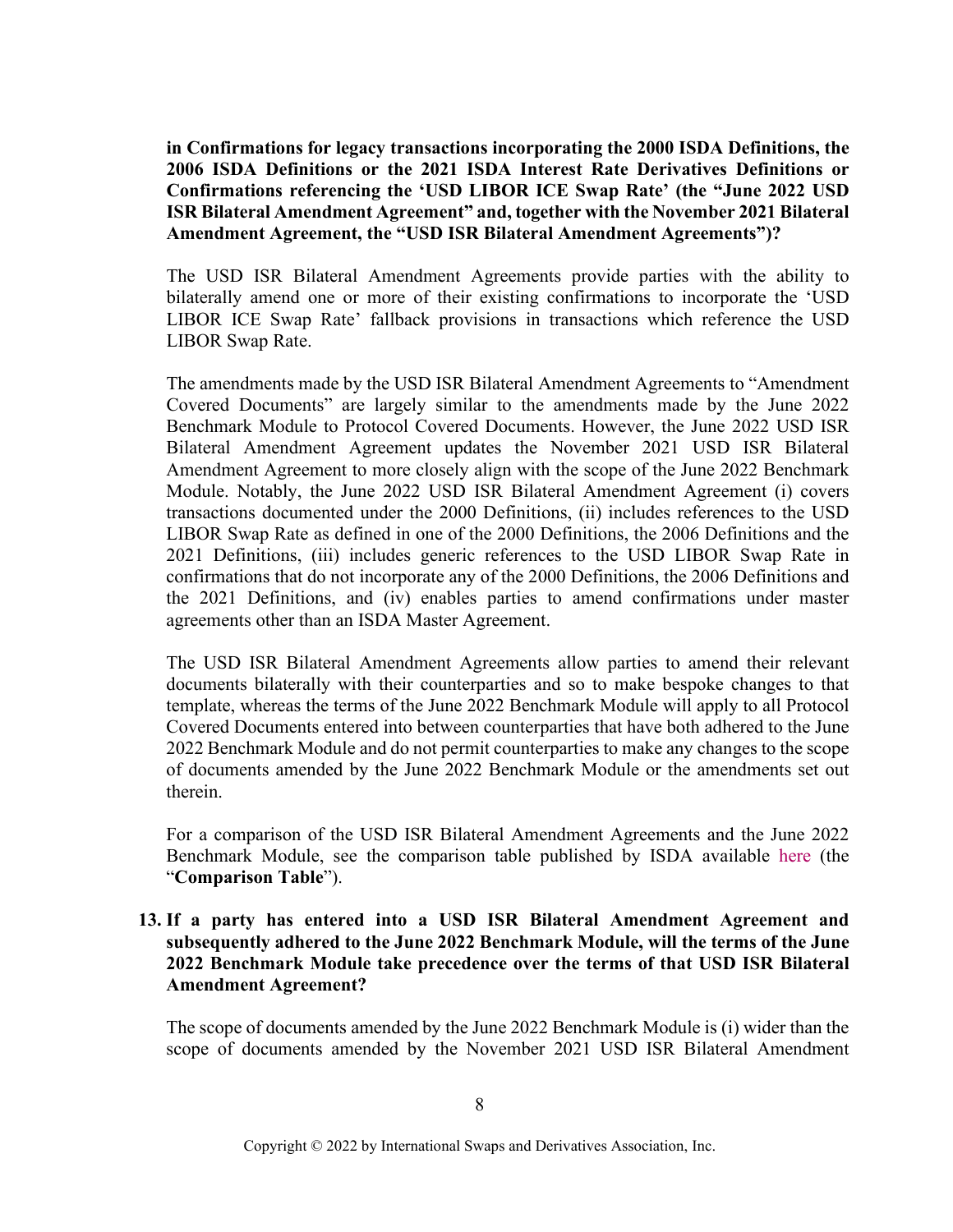**in Confirmations for legacy transactions incorporating the 2000 ISDA Definitions, the 2006 ISDA Definitions or the 2021 ISDA Interest Rate Derivatives Definitions or Confirmations referencing the 'USD LIBOR ICE Swap Rate' (the "June 2022 USD ISR Bilateral Amendment Agreement" and, together with the November 2021 Bilateral Amendment Agreement, the "USD ISR Bilateral Amendment Agreements")?**

The USD ISR Bilateral Amendment Agreements provide parties with the ability to bilaterally amend one or more of their existing confirmations to incorporate the 'USD LIBOR ICE Swap Rate' fallback provisions in transactions which reference the USD LIBOR Swap Rate.

The amendments made by the USD ISR Bilateral Amendment Agreements to "Amendment Covered Documents" are largely similar to the amendments made by the June 2022 Benchmark Module to Protocol Covered Documents. However, the June 2022 USD ISR Bilateral Amendment Agreement updates the November 2021 USD ISR Bilateral Amendment Agreement to more closely align with the scope of the June 2022 Benchmark Module. Notably, the June 2022 USD ISR Bilateral Amendment Agreement (i) covers transactions documented under the 2000 Definitions, (ii) includes references to the USD LIBOR Swap Rate as defined in one of the 2000 Definitions, the 2006 Definitions and the 2021 Definitions, (iii) includes generic references to the USD LIBOR Swap Rate in confirmations that do not incorporate any of the 2000 Definitions, the 2006 Definitions and the 2021 Definitions, and (iv) enables parties to amend confirmations under master agreements other than an ISDA Master Agreement.

The USD ISR Bilateral Amendment Agreements allow parties to amend their relevant documents bilaterally with their counterparties and so to make bespoke changes to that template, whereas the terms of the June 2022 Benchmark Module will apply to all Protocol Covered Documents entered into between counterparties that have both adhered to the June 2022 Benchmark Module and do not permit counterparties to make any changes to the scope of documents amended by the June 2022 Benchmark Module or the amendments set out therein.

For a comparison of the USD ISR Bilateral Amendment Agreements and the June 2022 Benchmark Module, see the comparison table published by ISDA available here (the "**Comparison Table**").

13. **If a party has entered into a USD ISR Bilateral Amendment Agreement and subsequently adhered to the June 2022 Benchmark Module, will the terms of the June 2022 Benchmark Module take precedence over the terms of that USD ISR Bilateral Amendment Agreement?**

The scope of documents amended by the June 2022 Benchmark Module is (i) wider than the scope of documents amended by the November 2021 USD ISR Bilateral Amendment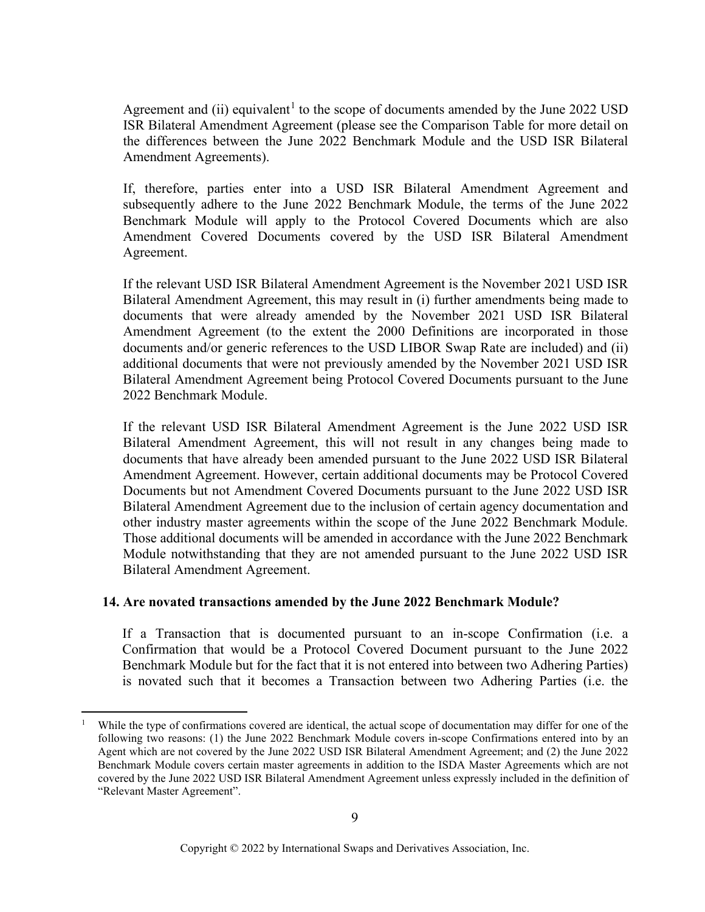Agreement and (ii) equivalent[1] to the scope of documents amended by the June 2022 USD ISR Bilateral Amendment Agreement (please see the Comparison Table for more detail on the differences between the June 2022 Benchmark Module and the USD ISR Bilateral Amendment Agreements).

If, therefore, parties enter into a USD ISR Bilateral Amendment Agreement and subsequently adhere to the June 2022 Benchmark Module, the terms of the June 2022 Benchmark Module will apply to the Protocol Covered Documents which are also Amendment Covered Documents covered by the USD ISR Bilateral Amendment Agreement.

If the relevant USD ISR Bilateral Amendment Agreement is the November 2021 USD ISR Bilateral Amendment Agreement, this may result in (i) further amendments being made to documents that were already amended by the November 2021 USD ISR Bilateral Amendment Agreement (to the extent the 2000 Definitions are incorporated in those documents and/or generic references to the USD LIBOR Swap Rate are included) and (ii) additional documents that were not previously amended by the November 2021 USD ISR Bilateral Amendment Agreement being Protocol Covered Documents pursuant to the June 2022 Benchmark Module.

If the relevant USD ISR Bilateral Amendment Agreement is the June 2022 USD ISR Bilateral Amendment Agreement, this will not result in any changes being made to documents that have already been amended pursuant to the June 2022 USD ISR Bilateral Amendment Agreement. However, certain additional documents may be Protocol Covered Documents but not Amendment Covered Documents pursuant to the June 2022 USD ISR Bilateral Amendment Agreement due to the inclusion of certain agency documentation and other industry master agreements within the scope of the June 2022 Benchmark Module. Those additional documents will be amended in accordance with the June 2022 Benchmark Module notwithstanding that they are not amended pursuant to the June 2022 USD ISR Bilateral Amendment Agreement.

**14. Are novated transactions amended by the June 2022 Benchmark Module?**

If a Transaction that is documented pursuant to an in-scope Confirmation (i.e. a Confirmation that would be a Protocol Covered Document pursuant to the June 2022 Benchmark Module but for the fact that it is not entered into between two Adhering Parties) is novated such that it becomes a Transaction between two Adhering Parties (i.e. the

[1] While the type of confirmations covered are identical, the actual scope of documentation may differ for one of the following two reasons: (1) the June 2022 Benchmark Module covers in-scope Confirmations entered into by an Agent which are not covered by the June 2022 USD ISR Bilateral Amendment Agreement; and (2) the June 2022 Benchmark Module covers certain master agreements in addition to the ISDA Master Agreements which are not covered by the June 2022 USD ISR Bilateral Amendment Agreement unless expressly included in the definition of "Relevant Master Agreement".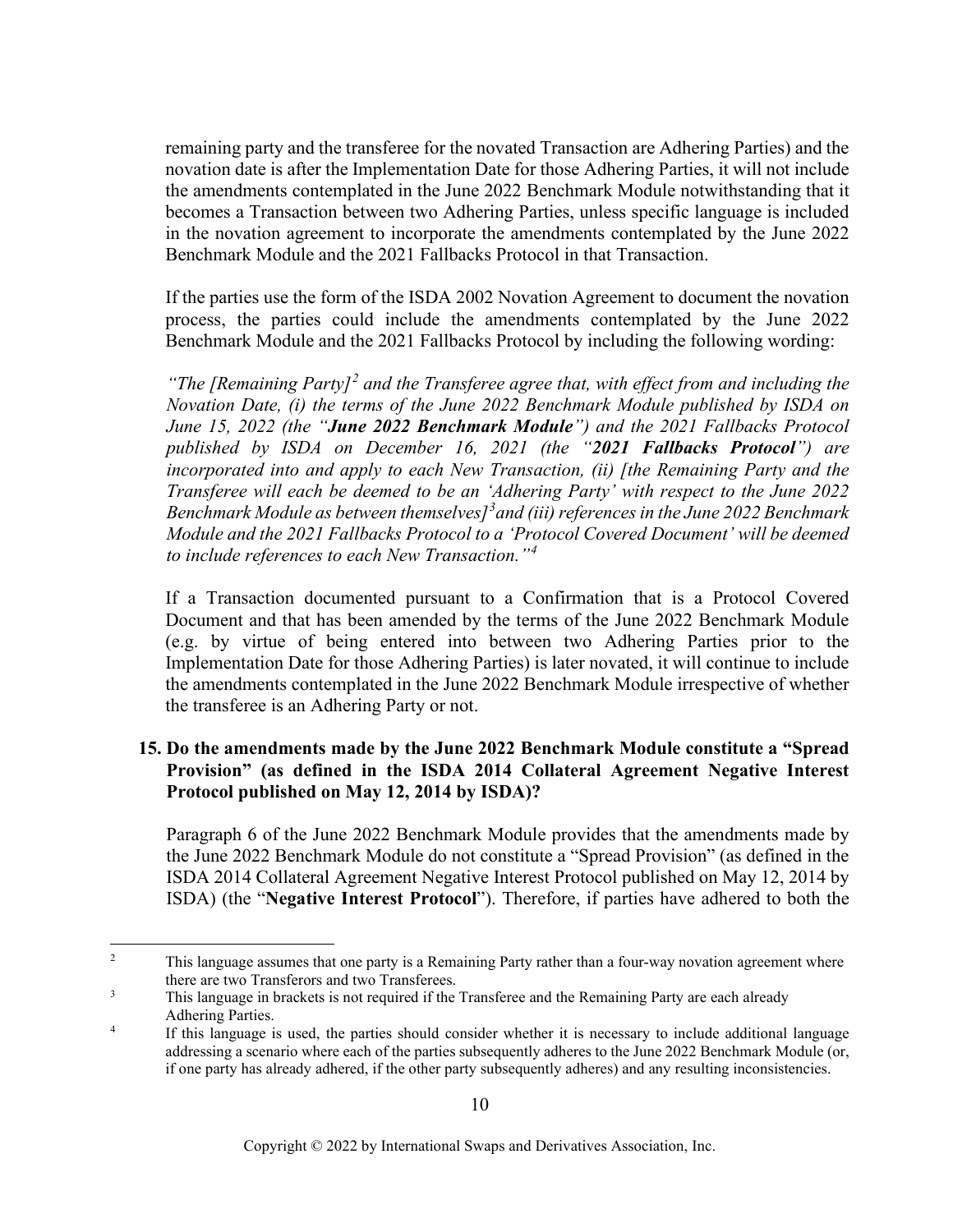remaining party and the transferee for the novated Transaction are Adhering Parties) and the novation date is after the Implementation Date for those Adhering Parties, it will not include the amendments contemplated in the June 2022 Benchmark Module notwithstanding that it becomes a Transaction between two Adhering Parties, unless specific language is included in the novation agreement to incorporate the amendments contemplated by the June 2022 Benchmark Module and the 2021 Fallbacks Protocol in that Transaction.

If the parties use the form of the ISDA 2002 Novation Agreement to document the novation process, the parties could include the amendments contemplated by the June 2022 Benchmark Module and the 2021 Fallbacks Protocol by including the following wording:

*"The [Remaining Party][2] and the Transferee agree that, with effect from and including the Novation Date, (i) the terms of the June 2022 Benchmark Module published by ISDA on June 15, 2022 (the "**June 2022 Benchmark Module**") and the 2021 Fallbacks Protocol published by ISDA on December 16, 2021 (the "**2021 Fallbacks Protocol**") are incorporated into and apply to each New Transaction, (ii) [the Remaining Party and the Transferee will each be deemed to be an 'Adhering Party' with respect to the June 2022 Benchmark Module as between themselves][3] and (iii) references in the June 2022 Benchmark Module and the 2021 Fallbacks Protocol to a 'Protocol Covered Document' will be deemed to include references to each New Transaction."[4]*

If a Transaction documented pursuant to a Confirmation that is a Protocol Covered Document and that has been amended by the terms of the June 2022 Benchmark Module (e.g. by virtue of being entered into between two Adhering Parties prior to the Implementation Date for those Adhering Parties) is later novated, it will continue to include the amendments contemplated in the June 2022 Benchmark Module irrespective of whether the transferee is an Adhering Party or not.

### 15. Do the amendments made by the June 2022 Benchmark Module constitute a "Spread Provision" (as defined in the ISDA 2014 Collateral Agreement Negative Interest Protocol published on May 12, 2014 by ISDA)?

Paragraph 6 of the June 2022 Benchmark Module provides that the amendments made by the June 2022 Benchmark Module do not constitute a "Spread Provision" (as defined in the ISDA 2014 Collateral Agreement Negative Interest Protocol published on May 12, 2014 by ISDA) (the "**Negative Interest Protocol**"). Therefore, if parties have adhered to both the

---

[2] This language assumes that one party is a Remaining Party rather than a four-way novation agreement where there are two Transferors and two Transferees.

[3] This language in brackets is not required if the Transferee and the Remaining Party are each already Adhering Parties.

[4] If this language is used, the parties should consider whether it is necessary to include additional language addressing a scenario where each of the parties subsequently adheres to the June 2022 Benchmark Module (or, if one party has already adhered, if the other party subsequently adheres) and any resulting inconsistencies.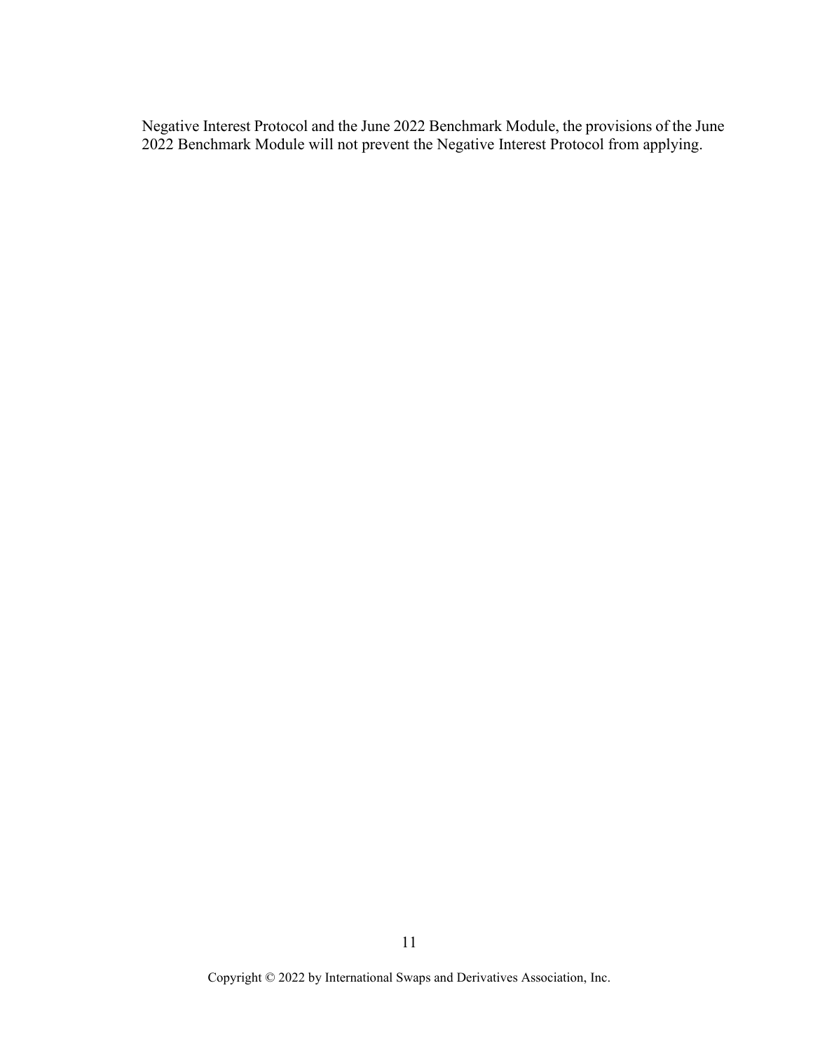Negative Interest Protocol and the June 2022 Benchmark Module, the provisions of the June 2022 Benchmark Module will not prevent the Negative Interest Protocol from applying.

Copyright © 2022 by International Swaps and Derivatives Association, Inc.